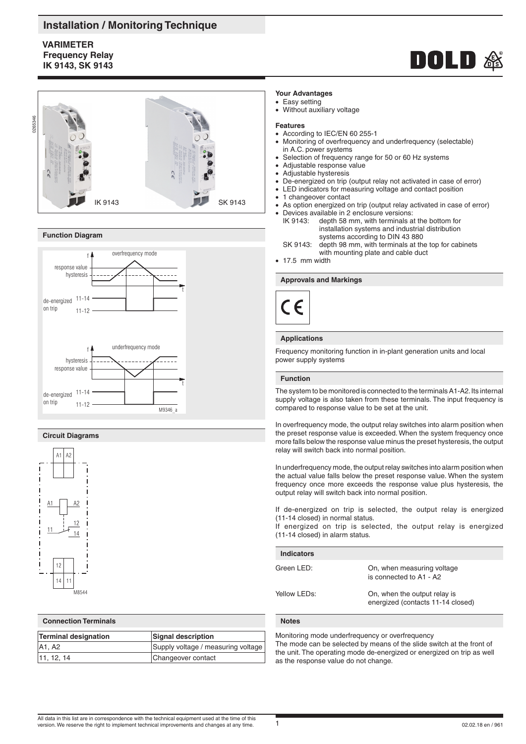# Installation / Monitoring Technique

**VARIMETER**
**Frequency Relay**
**IK 9143, SK 9143**

0265346

IK 9143

SK 9143

## Function Diagram

overfrequency mode

f

response value

hysteresis

t

de-energized on trip

11-14

11-12

underfrequency mode

f

hysteresis

response value

t

de-energized on trip

11-14

11-12

M9346_a

## Circuit Diagrams

A1 A2

A1 A2

11 12 14

12

14 11

M8544

## Connection Terminals

| Terminal designation | Signal description |
|---|---|
| A1, A2 | Supply voltage / measuring voltage |
| 11, 12, 14 | Changeover contact |

### Your Advantages

- Easy setting
- Without auxiliary voltage

### Features

- According to IEC/EN 60 255-1
- Monitoring of overfrequency and underfrequency (selectable) in A.C. power systems
- Selection of frequency range for 50 or 60 Hz systems
- Adjustable response value
- Adjustable hysteresis
- De-energized on trip (output relay not activated in case of error)
- LED indicators for measuring voltage and contact position
- 1 changeover contact
- As option energized on trip (output relay activated in case of error)
- Devices available in 2 enclosure versions:
  - IK 9143: depth 58 mm, with terminals at the bottom for installation systems and industrial distribution systems according to DIN 43 880
  - SK 9143: depth 98 mm, with terminals at the top for cabinets with mounting plate and cable duct
- 17.5 mm width

## Approvals and Markings

CE

## Applications

Frequency monitoring function in in-plant generation units and local power supply systems

## Function

The system to be monitored is connected to the terminals A1-A2. Its internal supply voltage is also taken from these terminals. The input frequency is compared to response value to be set at the unit.

In overfrequency mode, the output relay switches into alarm position when the preset response value is exceeded. When the system frequency once more falls below the response value minus the preset hysteresis, the output relay will switch back into normal position.

In underfrequency mode, the output relay switches into alarm position when the actual value falls below the preset response value. When the system frequency once more exceeds the response value plus hysteresis, the output relay will switch back into normal position.

If de-energized on trip is selected, the output relay is energized (11-14 closed) in normal status.
If energized on trip is selected, the output relay is energized (11-14 closed) in alarm status.

## Indicators

| | |
|---|---|
| Green LED: | On, when measuring voltage is connected to A1 - A2 |
| Yellow LEDs: | On, when the output relay is energized (contacts 11-14 closed) |

## Notes

Monitoring mode underfrequency or overfrequency
The mode can be selected by means of the slide switch at the front of the unit. The operating mode de-energized or energized on trip as well as the response value do not change.

All data in this list are in correspondence with the technical equipment used at the time of this version. We reserve the right to implement technical improvements and changes at any time.

02.02.18 en / 961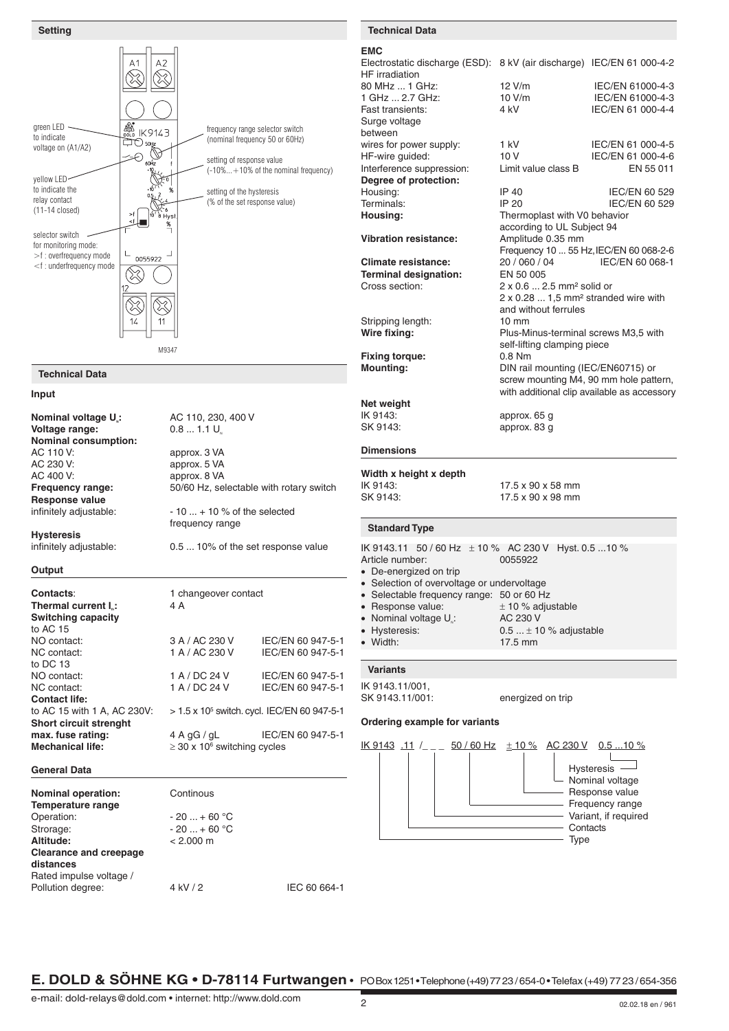## Setting

green LED to indicate voltage on (A1/A2)

yellow LED to indicate the relay contact (11-14 closed)

selector switch for monitoring mode:
>f : overfrequency mode
<f : underfrequency mode

frequency range selector switch (nominal frequency 50 or 60Hz)

setting of response value (-10%...+10% of the nominal frequency)

setting of the hysteresis (% of the set response value)

A1 A2 IK9143 50Hz 60Hz f % Hyst. 0055922 12 14 11

M9347

## Technical Data

### Input

| | | |
|---|---|---|
| **Nominal voltage $U_N$:** | AC 110, 230, 400 V | |
| **Voltage range:** | 0.8 ... 1.1 $U_N$ | |
| **Nominal consumption:** | | |
| AC 110 V: | approx. 3 VA | |
| AC 230 V: | approx. 5 VA | |
| AC 400 V: | approx. 8 VA | |
| **Frequency range:** | 50/60 Hz, selectable with rotary switch | |
| **Response value** infinitely adjustable: | - 10 ... + 10 % of the selected frequency range | |
| **Hysteresis** infinitely adjustable: | 0.5 ... 10% of the set response value | |

### Output

| | | |
|---|---|---|
| **Contacts**: | 1 changeover contact | |
| **Thermal current $I_{th}$:** | 4 A | |
| **Switching capacity** | | |
| to AC 15 | | |
| NO contact: | 3 A / AC 230 V | IEC/EN 60 947-5-1 |
| NC contact: | 1 A / AC 230 V | IEC/EN 60 947-5-1 |
| to DC 13 | | |
| NO contact: | 1 A / DC 24 V | IEC/EN 60 947-5-1 |
| NC contact: | 1 A / DC 24 V | IEC/EN 60 947-5-1 |
| **Contact life:** | | |
| to AC 15 with 1 A, AC 230V: | > 1.5 x $10^5$ switch. cycl. | IEC/EN 60 947-5-1 |
| **Short circuit strenght max. fuse rating:** | 4 A gG / gL | IEC/EN 60 947-5-1 |
| **Mechanical life:** | ≥ 30 x $10^6$ switching cycles | |

### General Data

| | | |
|---|---|---|
| **Nominal operation:** | Continous | |
| **Temperature range** | | |
| Operation: | - 20 ... + 60 °C | |
| Strorage: | - 20 ... + 60 °C | |
| **Altitude:** | < 2.000 m | |
| **Clearance and creepage distances** | | |
| Rated impulse voltage / Pollution degree: | 4 kV / 2 | IEC 60 664-1 |

## Technical Data

| | | |
|---|---|---|
| **EMC** | | |
| Electrostatic discharge (ESD): | 8 kV (air discharge) | IEC/EN 61 000-4-2 |
| HF irradiation | | |
| 80 MHz ... 1 GHz: | 12 V/m | IEC/EN 61000-4-3 |
| 1 GHz ... 2.7 GHz: | 10 V/m | IEC/EN 61000-4-3 |
| Fast transients: | 4 kV | IEC/EN 61 000-4-4 |
| Surge voltage between wires for power supply: | 1 kV | IEC/EN 61 000-4-5 |
| HF-wire guided: | 10 V | IEC/EN 61 000-4-6 |
| Interference suppression: | Limit value class B | EN 55 011 |
| **Degree of protection:** | | |
| Housing: | IP 40 | IEC/EN 60 529 |
| Terminals: | IP 20 | IEC/EN 60 529 |
| **Housing:** | Thermoplast with V0 behavior according to UL Subject 94 | |
| **Vibration resistance:** | Amplitude 0.35 mm Frequency 10 ... 55 Hz, | IEC/EN 60 068-2-6 |
| **Climate resistance:** | 20 / 060 / 04 | IEC/EN 60 068-1 |
| **Terminal designation:** | EN 50 005 | |
| Cross section: | 2 x 0.6 ... 2.5 mm² solid or 2 x 0.28 ... 1,5 mm² stranded wire with and without ferrules | |
| Stripping length: | 10 mm | |
| **Wire fixing:** | Plus-Minus-terminal screws M3,5 with self-lifting clamping piece | |
| **Fixing torque:** | 0.8 Nm | |
| **Mounting:** | DIN rail mounting (IEC/EN60715) or screw mounting M4, 90 mm hole pattern, with additional clip available as accessory | |
| **Net weight** | | |
| IK 9143: | approx. 65 g | |
| SK 9143: | approx. 83 g | |

### Dimensions

| | |
|---|---|
| **Width x height x depth** | |
| IK 9143: | 17.5 x 90 x 58 mm |
| SK 9143: | 17.5 x 90 x 98 mm |

## Standard Type

IK 9143.11 50 / 60 Hz ± 10 % AC 230 V Hyst. 0.5 ...10 %
Article number: 0055922

- De-energized on trip
- Selection of overvoltage or undervoltage
- Selectable frequency range: 50 or 60 Hz
- Response value: ± 10 % adjustable
- Nominal voltage $U_N$: AC 230 V
- Hysteresis: 0.5 ... ± 10 % adjustable
- Width: 17.5 mm

## Variants

IK 9143.11/001,
SK 9143.11/001: energized on trip

### Ordering example for variants

IK 9143 .11 /_ _ _ 50 / 60 Hz ± 10 % AC 230 V 0.5 ...10 %

- Hysteresis
- Nominal voltage
- Response value
- Frequency range
- Variant, if required
- Contacts
- Type

**E. DOLD & SÖHNE KG • D-78114 Furtwangen** • PO Box 1251 • Telephone (+49) 77 23 / 654-0 • Telefax (+49) 77 23 / 654-356

e-mail: dold-relays@dold.com • internet: http://www.dold.com

02.02.18 en / 961